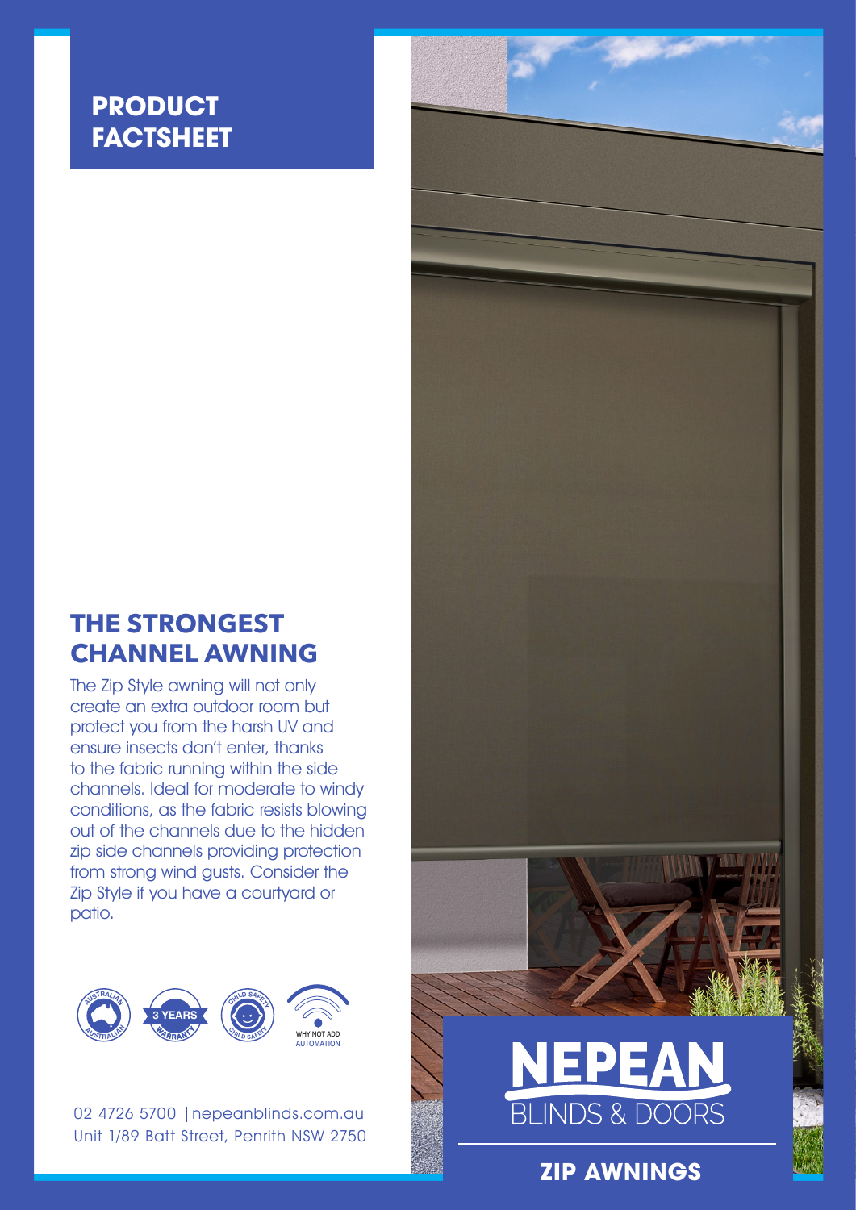# PRODUCT FACTSHEET

## THE STRONGEST CHANNEL AWNING

The Zip Style awning will not only create an extra outdoor room but protect you from the harsh UV and ensure insects don't enter, thanks to the fabric running within the side channels. Ideal for moderate to windy conditions, as the fabric resists blowing out of the channels due to the hidden zip side channels providing protection from strong wind gusts. Consider the Zip Style if you have a courtyard or patio.

AUSTRALIAN | 3 YEARS WARRANTY | CHILD SAFETY | WHY NOT ADD AUTOMATION

02 4726 5700 | nepeanblinds.com.au
Unit 1/89 Batt Street, Penrith NSW 2750

NEPEAN BLINDS & DOORS

**ZIP AWNINGS**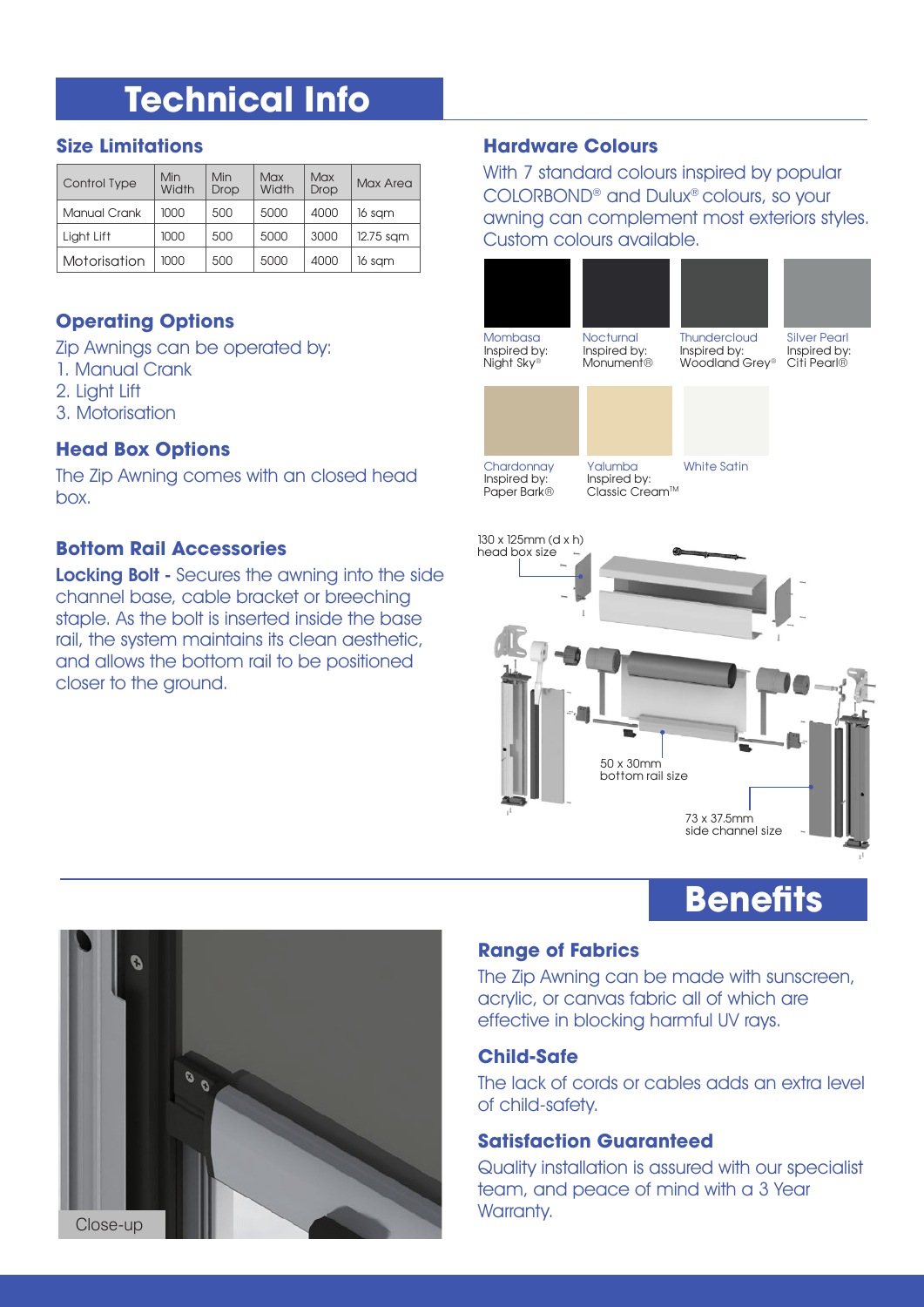# Technical Info

## Size Limitations

| Control Type | Min Width | Min Drop | Max Width | Max Drop | Max Area |
|---|---|---|---|---|---|
| Manual Crank | 1000 | 500 | 5000 | 4000 | 16 sqm |
| Light Lift | 1000 | 500 | 5000 | 3000 | 12.75 sqm |
| Motorisation | 1000 | 500 | 5000 | 4000 | 16 sqm |

## Operating Options

Zip Awnings can be operated by:

1. Manual Crank
2. Light Lift
3. Motorisation

## Head Box Options

The Zip Awning comes with an closed head box.

## Bottom Rail Accessories

**Locking Bolt -** Secures the awning into the side channel base, cable bracket or breeching staple. As the bolt is inserted inside the base rail, the system maintains its clean aesthetic, and allows the bottom rail to be positioned closer to the ground.

## Hardware Colours

With 7 standard colours inspired by popular COLORBOND® and Dulux® colours, so your awning can complement most exteriors styles. Custom colours available.

Mombasa
Inspired by: Night Sky®

Nocturnal
Inspired by: Monument®

Thundercloud
Inspired by: Woodland Grey®

Silver Pearl
Inspired by: Citi Pearl®

Chardonnay
Inspired by: Paper Bark®

Yalumba
Inspired by: Classic Cream™

White Satin

130 x 125mm (d x h)
head box size

50 x 30mm
bottom rail size

73 x 37.5mm
side channel size

# Benefits

Close-up

## Range of Fabrics

The Zip Awning can be made with sunscreen, acrylic, or canvas fabric all of which are effective in blocking harmful UV rays.

## Child-Safe

The lack of cords or cables adds an extra level of child-safety.

## Satisfaction Guaranteed

Quality installation is assured with our specialist team, and peace of mind with a 3 Year Warranty.